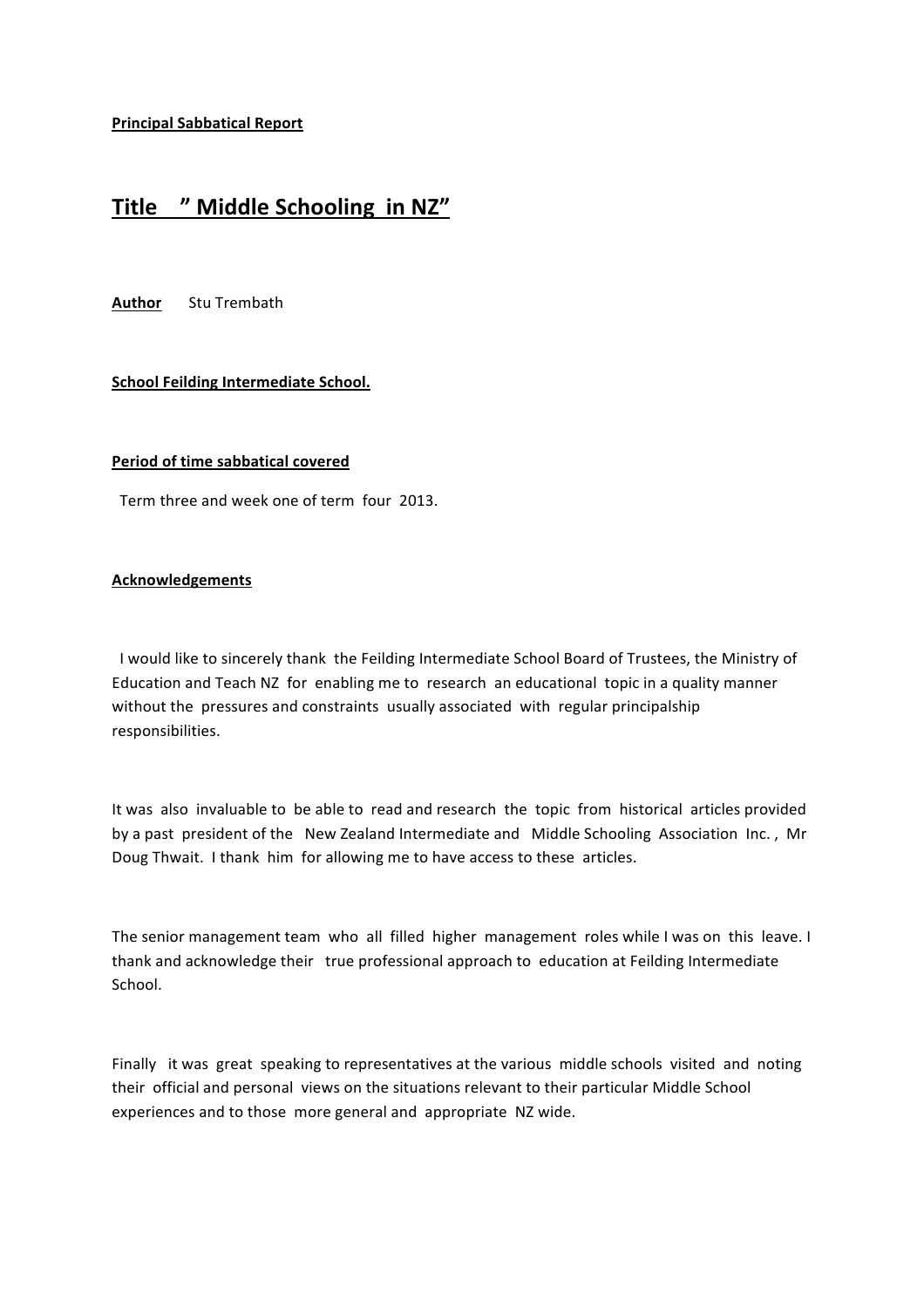**Principal Sabbatical Report**

# Title " Middle Schooling in NZ"

**Author** Stu Trembath

**School Feilding Intermediate School.**

**Period of time sabbatical covered**

Term three and week one of term four 2013.

**Acknowledgements**

I would like to sincerely thank the Feilding Intermediate School Board of Trustees, the Ministry of Education and Teach NZ for enabling me to research an educational topic in a quality manner without the pressures and constraints usually associated with regular principalship responsibilities.

It was also invaluable to be able to read and research the topic from historical articles provided by a past president of the New Zealand Intermediate and Middle Schooling Association Inc. , Mr Doug Thwait. I thank him for allowing me to have access to these articles.

The senior management team who all filled higher management roles while I was on this leave. I thank and acknowledge their true professional approach to education at Feilding Intermediate School.

Finally it was great speaking to representatives at the various middle schools visited and noting their official and personal views on the situations relevant to their particular Middle School experiences and to those more general and appropriate NZ wide.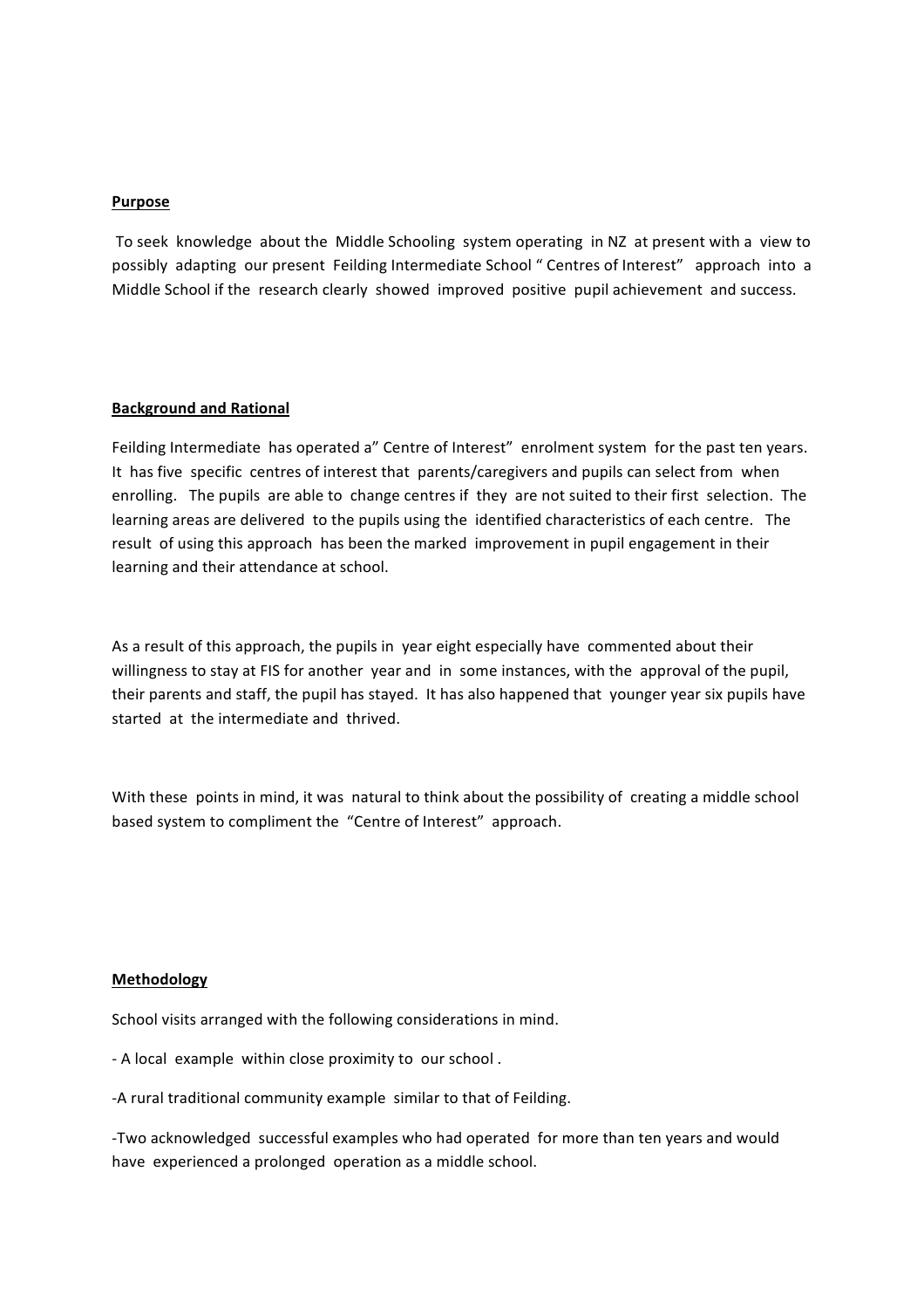**Purpose**

To seek knowledge about the Middle Schooling system operating in NZ at present with a view to possibly adapting our present Feilding Intermediate School " Centres of Interest" approach into a Middle School if the research clearly showed improved positive pupil achievement and success.

**Background and Rational**

Feilding Intermediate has operated a" Centre of Interest" enrolment system for the past ten years. It has five specific centres of interest that parents/caregivers and pupils can select from when enrolling. The pupils are able to change centres if they are not suited to their first selection. The learning areas are delivered to the pupils using the identified characteristics of each centre. The result of using this approach has been the marked improvement in pupil engagement in their learning and their attendance at school.

As a result of this approach, the pupils in year eight especially have commented about their willingness to stay at FIS for another year and in some instances, with the approval of the pupil, their parents and staff, the pupil has stayed. It has also happened that younger year six pupils have started at the intermediate and thrived.

With these points in mind, it was natural to think about the possibility of creating a middle school based system to compliment the "Centre of Interest" approach.

**Methodology**

School visits arranged with the following considerations in mind.

- A local example within close proximity to our school .

-A rural traditional community example similar to that of Feilding.

-Two acknowledged successful examples who had operated for more than ten years and would have experienced a prolonged operation as a middle school.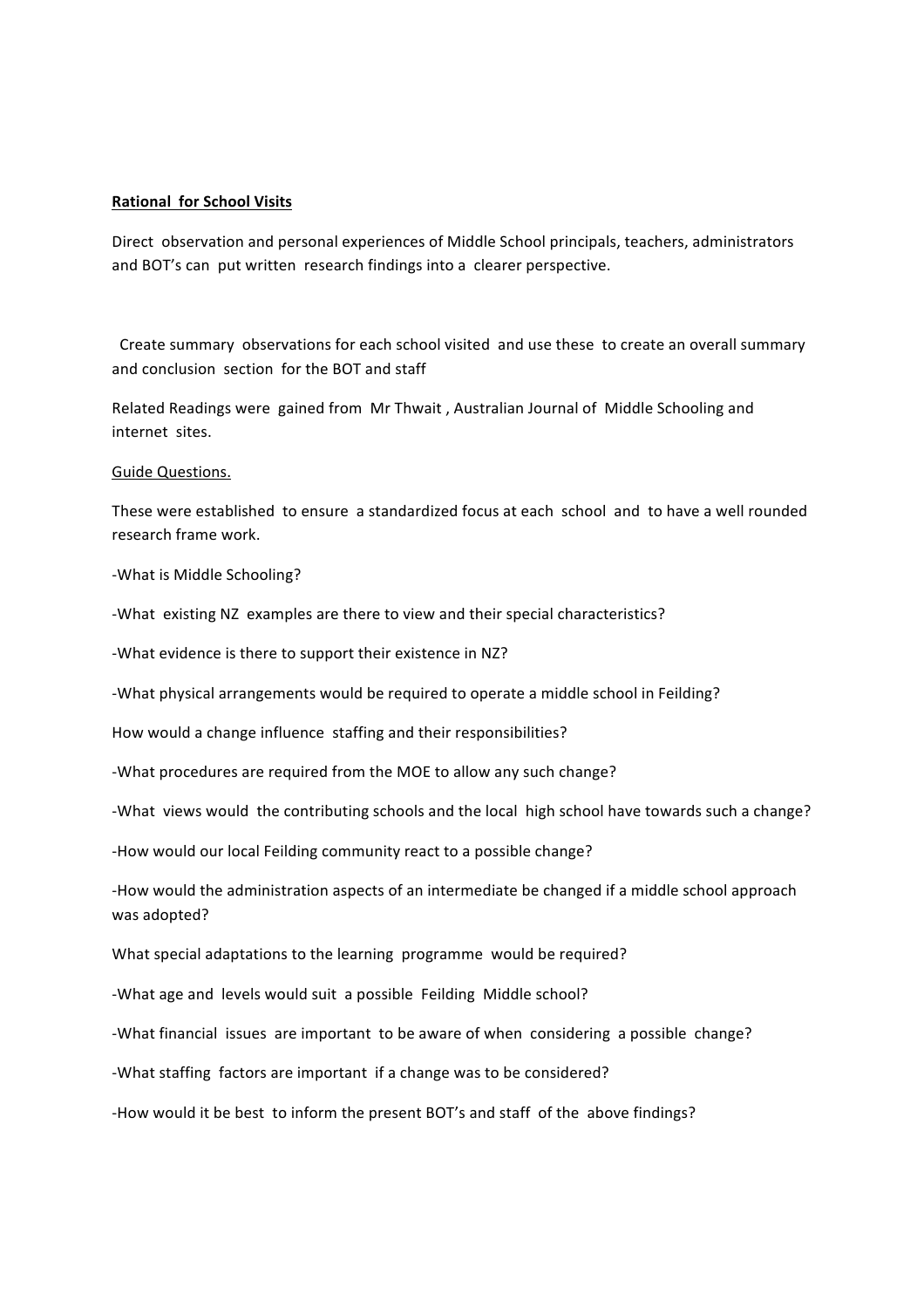**Rational for School Visits**

Direct observation and personal experiences of Middle School principals, teachers, administrators and BOT's can put written research findings into a clearer perspective.

Create summary observations for each school visited and use these to create an overall summary and conclusion section for the BOT and staff

Related Readings were gained from Mr Thwait , Australian Journal of Middle Schooling and internet sites.

<u>Guide Questions.</u>

These were established to ensure a standardized focus at each school and to have a well rounded research frame work.

-What is Middle Schooling?

-What existing NZ examples are there to view and their special characteristics?

-What evidence is there to support their existence in NZ?

-What physical arrangements would be required to operate a middle school in Feilding?

How would a change influence staffing and their responsibilities?

-What procedures are required from the MOE to allow any such change?

-What views would the contributing schools and the local high school have towards such a change?

-How would our local Feilding community react to a possible change?

-How would the administration aspects of an intermediate be changed if a middle school approach was adopted?

What special adaptations to the learning programme would be required?

-What age and levels would suit a possible Feilding Middle school?

-What financial issues are important to be aware of when considering a possible change?

-What staffing factors are important if a change was to be considered?

-How would it be best to inform the present BOT's and staff of the above findings?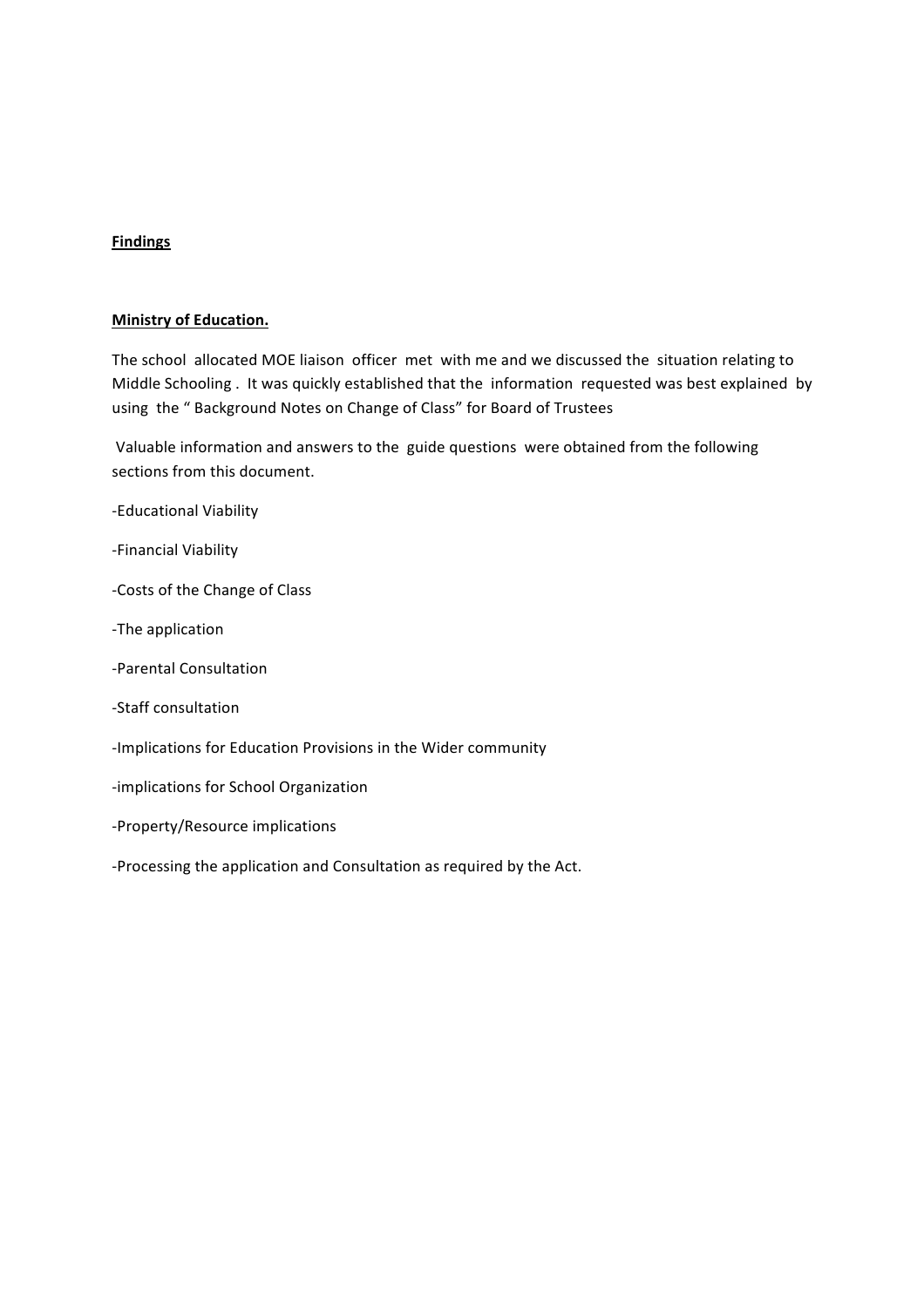**Findings**

**Ministry of Education.**

The school allocated MOE liaison officer met with me and we discussed the situation relating to Middle Schooling . It was quickly established that the information requested was best explained by using the " Background Notes on Change of Class" for Board of Trustees

Valuable information and answers to the guide questions were obtained from the following sections from this document.

-Educational Viability

-Financial Viability

-Costs of the Change of Class

-The application

-Parental Consultation

-Staff consultation

-Implications for Education Provisions in the Wider community

-implications for School Organization

-Property/Resource implications

-Processing the application and Consultation as required by the Act.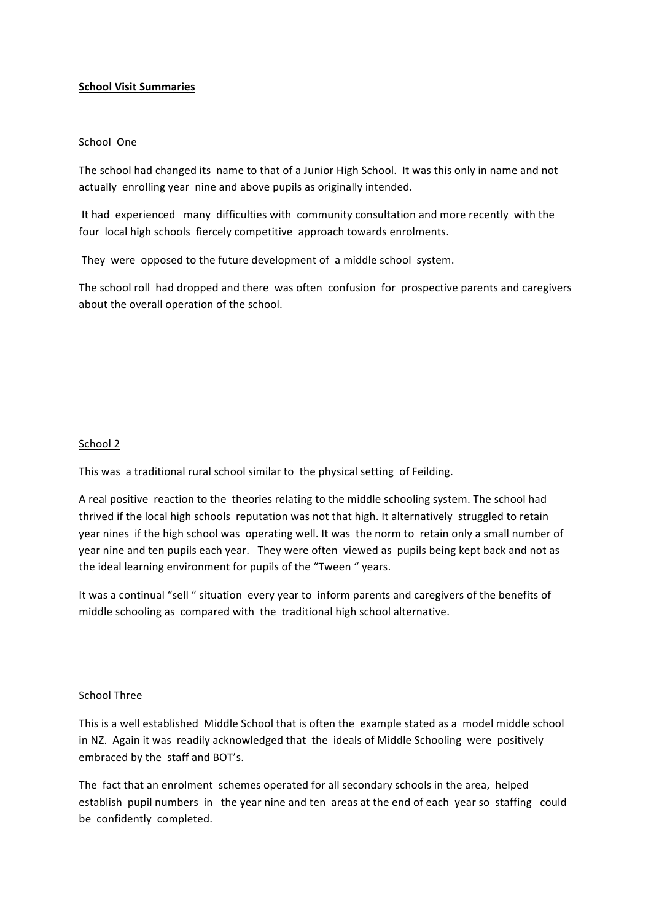**<u>School Visit Summaries</u>**

<u>School One</u>

The school had changed its name to that of a Junior High School. It was this only in name and not actually enrolling year nine and above pupils as originally intended.

It had experienced many difficulties with community consultation and more recently with the four local high schools fiercely competitive approach towards enrolments.

They were opposed to the future development of a middle school system.

The school roll had dropped and there was often confusion for prospective parents and caregivers about the overall operation of the school.

<u>School 2</u>

This was a traditional rural school similar to the physical setting of Feilding.

A real positive reaction to the theories relating to the middle schooling system. The school had thrived if the local high schools reputation was not that high. It alternatively struggled to retain year nines if the high school was operating well. It was the norm to retain only a small number of year nine and ten pupils each year. They were often viewed as pupils being kept back and not as the ideal learning environment for pupils of the "Tween " years.

It was a continual "sell " situation every year to inform parents and caregivers of the benefits of middle schooling as compared with the traditional high school alternative.

<u>School Three</u>

This is a well established Middle School that is often the example stated as a model middle school in NZ. Again it was readily acknowledged that the ideals of Middle Schooling were positively embraced by the staff and BOT's.

The fact that an enrolment schemes operated for all secondary schools in the area, helped establish pupil numbers in the year nine and ten areas at the end of each year so staffing could be confidently completed.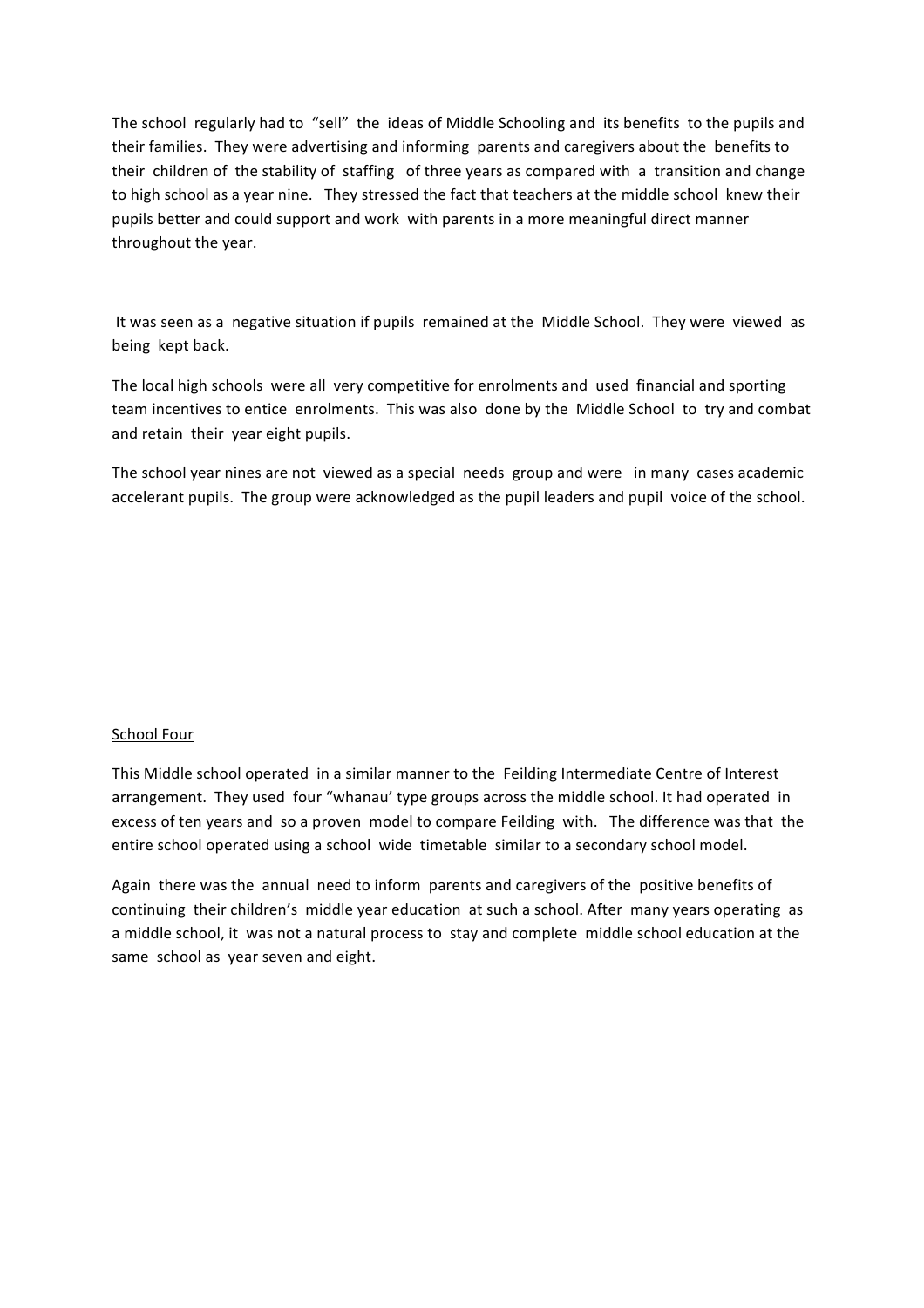The school regularly had to "sell" the ideas of Middle Schooling and its benefits to the pupils and their families. They were advertising and informing parents and caregivers about the benefits to their children of the stability of staffing of three years as compared with a transition and change to high school as a year nine. They stressed the fact that teachers at the middle school knew their pupils better and could support and work with parents in a more meaningful direct manner throughout the year.

It was seen as a negative situation if pupils remained at the Middle School. They were viewed as being kept back.

The local high schools were all very competitive for enrolments and used financial and sporting team incentives to entice enrolments. This was also done by the Middle School to try and combat and retain their year eight pupils.

The school year nines are not viewed as a special needs group and were in many cases academic accelerant pupils. The group were acknowledged as the pupil leaders and pupil voice of the school.

<u>School Four</u>

This Middle school operated in a similar manner to the Feilding Intermediate Centre of Interest arrangement. They used four "whanau' type groups across the middle school. It had operated in excess of ten years and so a proven model to compare Feilding with. The difference was that the entire school operated using a school wide timetable similar to a secondary school model.

Again there was the annual need to inform parents and caregivers of the positive benefits of continuing their children's middle year education at such a school. After many years operating as a middle school, it was not a natural process to stay and complete middle school education at the same school as year seven and eight.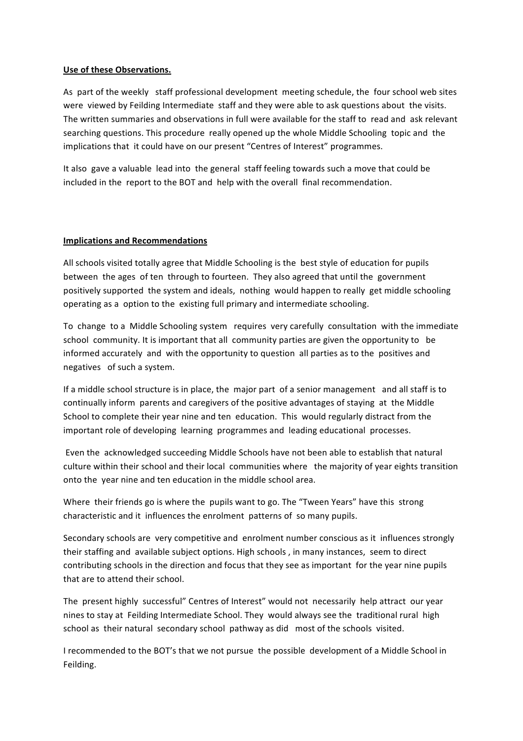**Use of these Observations.**

As part of the weekly staff professional development meeting schedule, the four school web sites were viewed by Feilding Intermediate staff and they were able to ask questions about the visits. The written summaries and observations in full were available for the staff to read and ask relevant searching questions. This procedure really opened up the whole Middle Schooling topic and the implications that it could have on our present "Centres of Interest" programmes.

It also gave a valuable lead into the general staff feeling towards such a move that could be included in the report to the BOT and help with the overall final recommendation.

**Implications and Recommendations**

All schools visited totally agree that Middle Schooling is the best style of education for pupils between the ages of ten through to fourteen. They also agreed that until the government positively supported the system and ideals, nothing would happen to really get middle schooling operating as a option to the existing full primary and intermediate schooling.

To change to a Middle Schooling system requires very carefully consultation with the immediate school community. It is important that all community parties are given the opportunity to be informed accurately and with the opportunity to question all parties as to the positives and negatives of such a system.

If a middle school structure is in place, the major part of a senior management and all staff is to continually inform parents and caregivers of the positive advantages of staying at the Middle School to complete their year nine and ten education. This would regularly distract from the important role of developing learning programmes and leading educational processes.

Even the acknowledged succeeding Middle Schools have not been able to establish that natural culture within their school and their local communities where the majority of year eights transition onto the year nine and ten education in the middle school area.

Where their friends go is where the pupils want to go. The "Tween Years" have this strong characteristic and it influences the enrolment patterns of so many pupils.

Secondary schools are very competitive and enrolment number conscious as it influences strongly their staffing and available subject options. High schools , in many instances, seem to direct contributing schools in the direction and focus that they see as important for the year nine pupils that are to attend their school.

The present highly successful" Centres of Interest" would not necessarily help attract our year nines to stay at Feilding Intermediate School. They would always see the traditional rural high school as their natural secondary school pathway as did most of the schools visited.

I recommended to the BOT's that we not pursue the possible development of a Middle School in Feilding.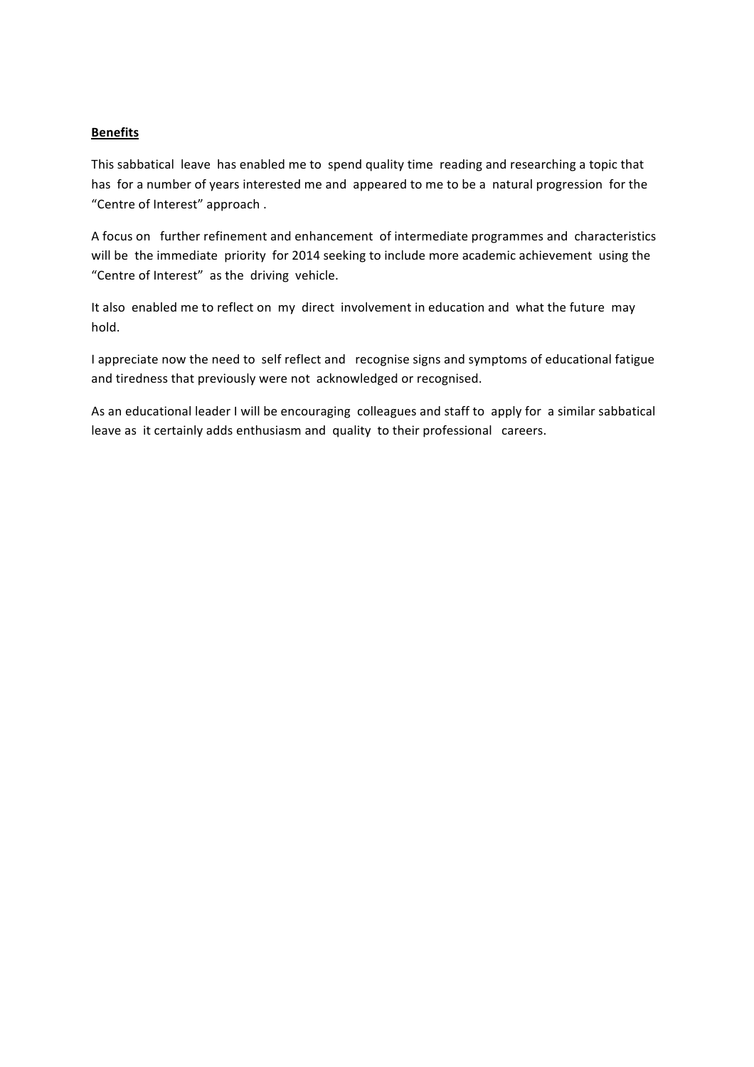**Benefits**

This sabbatical leave has enabled me to spend quality time reading and researching a topic that has for a number of years interested me and appeared to me to be a natural progression for the "Centre of Interest" approach .

A focus on further refinement and enhancement of intermediate programmes and characteristics will be the immediate priority for 2014 seeking to include more academic achievement using the "Centre of Interest" as the driving vehicle.

It also enabled me to reflect on my direct involvement in education and what the future may hold.

I appreciate now the need to self reflect and recognise signs and symptoms of educational fatigue and tiredness that previously were not acknowledged or recognised.

As an educational leader I will be encouraging colleagues and staff to apply for a similar sabbatical leave as it certainly adds enthusiasm and quality to their professional careers.